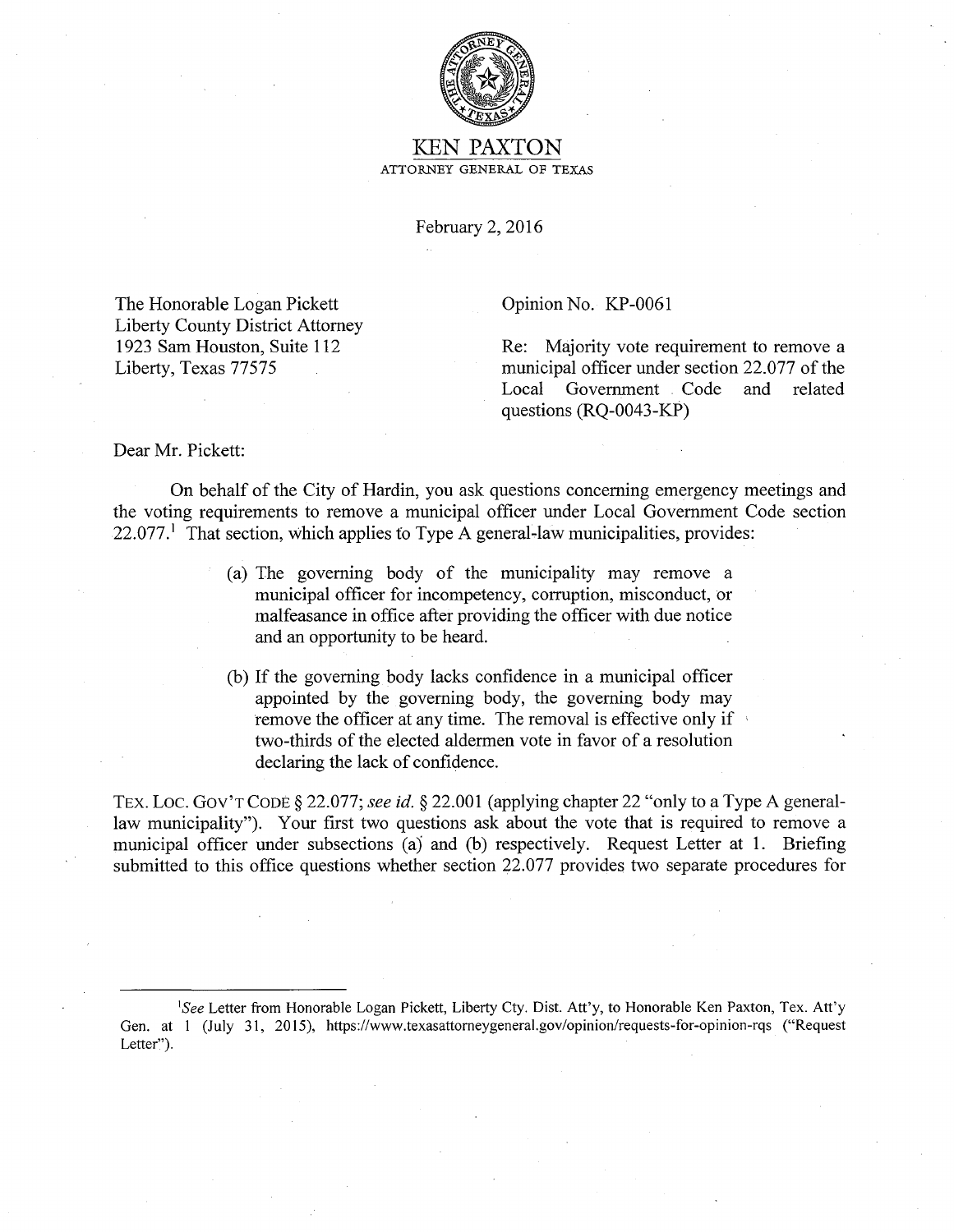# KEN PAXTON

ATTORNEY GENERAL OF TEXAS

February 2, 2016

The Honorable Logan Pickett
Liberty County District Attorney
1923 Sam Houston, Suite 112
Liberty, Texas 77575

Opinion No. KP-0061

Re: Majority vote requirement to remove a municipal officer under section 22.077 of the Local Government Code and related questions (RQ-0043-KP)

Dear Mr. Pickett:

On behalf of the City of Hardin, you ask questions concerning emergency meetings and the voting requirements to remove a municipal officer under Local Government Code section 22.077.[1] That section, which applies to Type A general-law municipalities, provides:

> (a) The governing body of the municipality may remove a municipal officer for incompetency, corruption, misconduct, or malfeasance in office after providing the officer with due notice and an opportunity to be heard.
>
> (b) If the governing body lacks confidence in a municipal officer appointed by the governing body, the governing body may remove the officer at any time. The removal is effective only if two-thirds of the elected aldermen vote in favor of a resolution declaring the lack of confidence.

TEX. LOC. GOV'T CODE § 22.077; *see id.* § 22.001 (applying chapter 22 "only to a Type A general-law municipality"). Your first two questions ask about the vote that is required to remove a municipal officer under subsections (a) and (b) respectively. Request Letter at 1. Briefing submitted to this office questions whether section 22.077 provides two separate procedures for

---

[1] *See* Letter from Honorable Logan Pickett, Liberty Cty. Dist. Att'y, to Honorable Ken Paxton, Tex. Att'y Gen. at 1 (July 31, 2015), https://www.texasattorneygeneral.gov/opinion/requests-for-opinion-rqs ("Request Letter").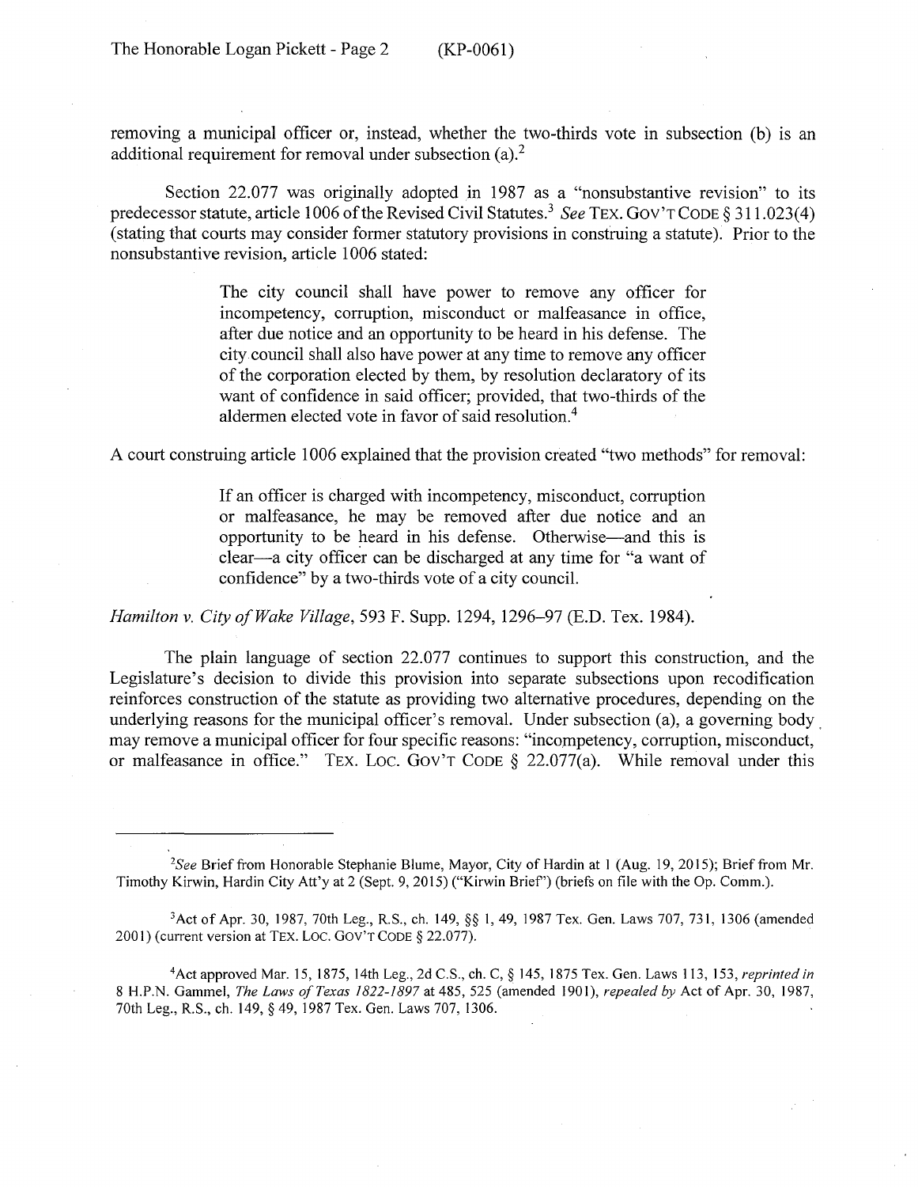removing a municipal officer or, instead, whether the two-thirds vote in subsection (b) is an additional requirement for removal under subsection (a).[2]

Section 22.077 was originally adopted in 1987 as a "nonsubstantive revision" to its predecessor statute, article 1006 of the Revised Civil Statutes.[3] *See* TEX. GOV'T CODE § 311.023(4) (stating that courts may consider former statutory provisions in construing a statute). Prior to the nonsubstantive revision, article 1006 stated:

> The city council shall have power to remove any officer for incompetency, corruption, misconduct or malfeasance in office, after due notice and an opportunity to be heard in his defense. The city council shall also have power at any time to remove any officer of the corporation elected by them, by resolution declaratory of its want of confidence in said officer; provided, that two-thirds of the aldermen elected vote in favor of said resolution.[4]

A court construing article 1006 explained that the provision created "two methods" for removal:

> If an officer is charged with incompetency, misconduct, corruption or malfeasance, he may be removed after due notice and an opportunity to be heard in his defense. Otherwise—and this is clear—a city officer can be discharged at any time for "a want of confidence" by a two-thirds vote of a city council.

*Hamilton v. City of Wake Village*, 593 F. Supp. 1294, 1296–97 (E.D. Tex. 1984).

The plain language of section 22.077 continues to support this construction, and the Legislature's decision to divide this provision into separate subsections upon recodification reinforces construction of the statute as providing two alternative procedures, depending on the underlying reasons for the municipal officer's removal. Under subsection (a), a governing body may remove a municipal officer for four specific reasons: "incompetency, corruption, misconduct, or malfeasance in office." TEX. LOC. GOV'T CODE § 22.077(a). While removal under this

---

[2] *See* Brief from Honorable Stephanie Blume, Mayor, City of Hardin at 1 (Aug. 19, 2015); Brief from Mr. Timothy Kirwin, Hardin City Att'y at 2 (Sept. 9, 2015) ("Kirwin Brief") (briefs on file with the Op. Comm.).

[3] Act of Apr. 30, 1987, 70th Leg., R.S., ch. 149, §§ 1, 49, 1987 Tex. Gen. Laws 707, 731, 1306 (amended 2001) (current version at TEX. LOC. GOV'T CODE § 22.077).

[4] Act approved Mar. 15, 1875, 14th Leg., 2d C.S., ch. C, § 145, 1875 Tex. Gen. Laws 113, 153, *reprinted in* 8 H.P.N. Gammel, *The Laws of Texas 1822-1897* at 485, 525 (amended 1901), *repealed by* Act of Apr. 30, 1987, 70th Leg., R.S., ch. 149, § 49, 1987 Tex. Gen. Laws 707, 1306.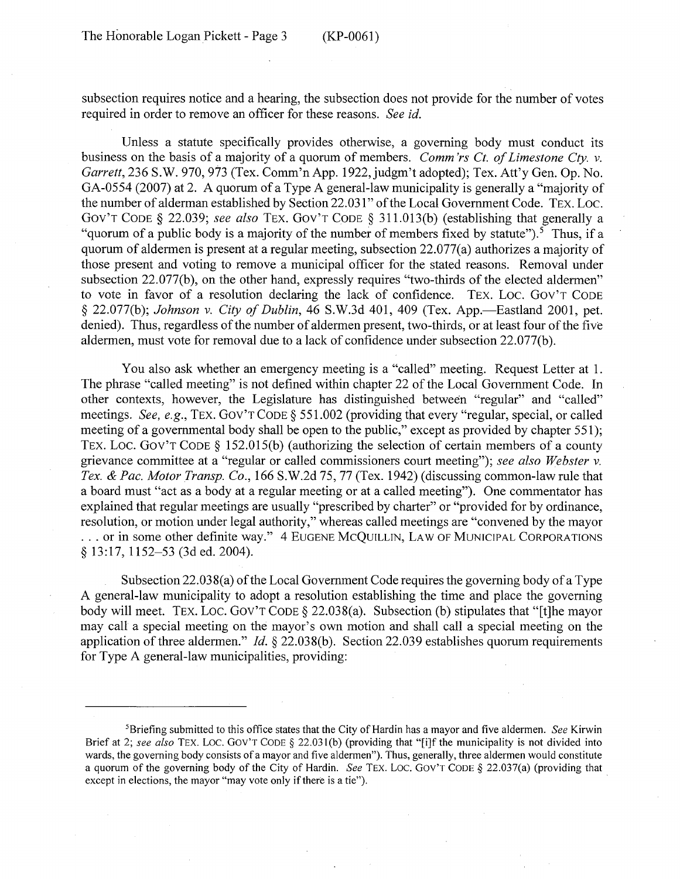subsection requires notice and a hearing, the subsection does not provide for the number of votes required in order to remove an officer for these reasons. *See id.*

Unless a statute specifically provides otherwise, a governing body must conduct its business on the basis of a majority of a quorum of members. *Comm'rs Ct. of Limestone Cty. v. Garrett*, 236 S.W. 970, 973 (Tex. Comm'n App. 1922, judgm't adopted); Tex. Att'y Gen. Op. No. GA-0554 (2007) at 2. A quorum of a Type A general-law municipality is generally a "majority of the number of alderman established by Section 22.031" of the Local Government Code. TEX. LOC. GOV'T CODE § 22.039; *see also* TEX. GOV'T CODE § 311.013(b) (establishing that generally a "quorum of a public body is a majority of the number of members fixed by statute").[5] Thus, if a quorum of aldermen is present at a regular meeting, subsection 22.077(a) authorizes a majority of those present and voting to remove a municipal officer for the stated reasons. Removal under subsection 22.077(b), on the other hand, expressly requires "two-thirds of the elected aldermen" to vote in favor of a resolution declaring the lack of confidence. TEX. LOC. GOV'T CODE § 22.077(b); *Johnson v. City of Dublin*, 46 S.W.3d 401, 409 (Tex. App.—Eastland 2001, pet. denied). Thus, regardless of the number of aldermen present, two-thirds, or at least four of the five aldermen, must vote for removal due to a lack of confidence under subsection 22.077(b).

You also ask whether an emergency meeting is a "called" meeting. Request Letter at 1. The phrase "called meeting" is not defined within chapter 22 of the Local Government Code. In other contexts, however, the Legislature has distinguished between "regular" and "called" meetings. *See, e.g.*, TEX. GOV'T CODE § 551.002 (providing that every "regular, special, or called meeting of a governmental body shall be open to the public," except as provided by chapter 551); TEX. LOC. GOV'T CODE § 152.015(b) (authorizing the selection of certain members of a county grievance committee at a "regular or called commissioners court meeting"); *see also Webster v. Tex. & Pac. Motor Transp. Co.*, 166 S.W.2d 75, 77 (Tex. 1942) (discussing common-law rule that a board must "act as a body at a regular meeting or at a called meeting"). One commentator has explained that regular meetings are usually "prescribed by charter" or "provided for by ordinance, resolution, or motion under legal authority," whereas called meetings are "convened by the mayor . . . or in some other definite way." 4 EUGENE MCQUILLIN, LAW OF MUNICIPAL CORPORATIONS § 13:17, 1152–53 (3d ed. 2004).

Subsection 22.038(a) of the Local Government Code requires the governing body of a Type A general-law municipality to adopt a resolution establishing the time and place the governing body will meet. TEX. LOC. GOV'T CODE § 22.038(a). Subsection (b) stipulates that "[t]he mayor may call a special meeting on the mayor's own motion and shall call a special meeting on the application of three aldermen." *Id.* § 22.038(b). Section 22.039 establishes quorum requirements for Type A general-law municipalities, providing:

---

[5] Briefing submitted to this office states that the City of Hardin has a mayor and five aldermen. *See* Kirwin Brief at 2; *see also* TEX. LOC. GOV'T CODE § 22.031(b) (providing that "[i]f the municipality is not divided into wards, the governing body consists of a mayor and five aldermen"). Thus, generally, three aldermen would constitute a quorum of the governing body of the City of Hardin. *See* TEX. LOC. GOV'T CODE § 22.037(a) (providing that except in elections, the mayor "may vote only if there is a tie").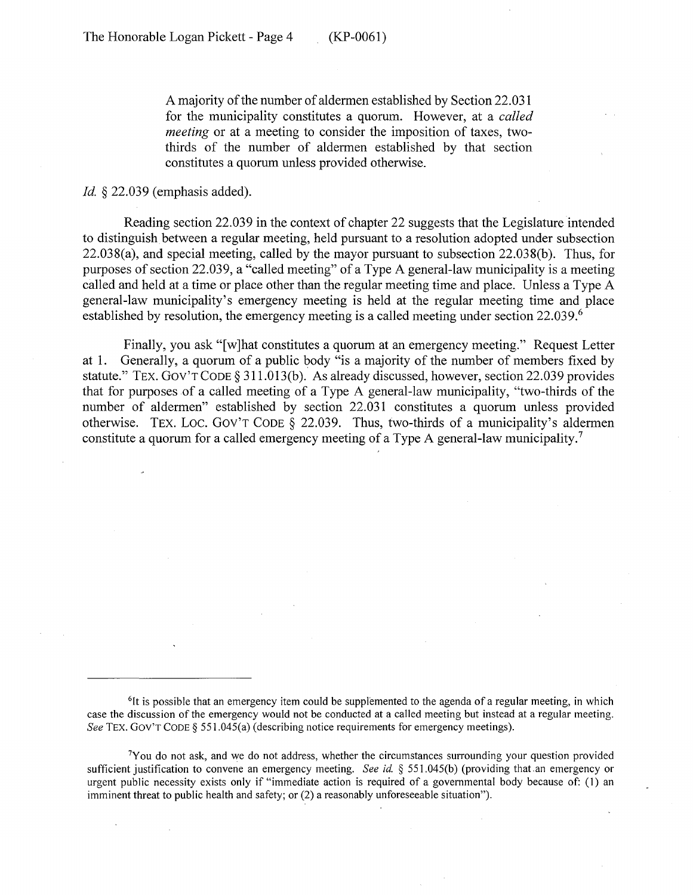> A majority of the number of aldermen established by Section 22.031 for the municipality constitutes a quorum. However, at a *called meeting* or at a meeting to consider the imposition of taxes, two-thirds of the number of aldermen established by that section constitutes a quorum unless provided otherwise.

*Id.* § 22.039 (emphasis added).

Reading section 22.039 in the context of chapter 22 suggests that the Legislature intended to distinguish between a regular meeting, held pursuant to a resolution adopted under subsection 22.038(a), and special meeting, called by the mayor pursuant to subsection 22.038(b). Thus, for purposes of section 22.039, a "called meeting" of a Type A general-law municipality is a meeting called and held at a time or place other than the regular meeting time and place. Unless a Type A general-law municipality's emergency meeting is held at the regular meeting time and place established by resolution, the emergency meeting is a called meeting under section 22.039.[6]

Finally, you ask "[w]hat constitutes a quorum at an emergency meeting." Request Letter at 1. Generally, a quorum of a public body "is a majority of the number of members fixed by statute." TEX. GOV'T CODE § 311.013(b). As already discussed, however, section 22.039 provides that for purposes of a called meeting of a Type A general-law municipality, "two-thirds of the number of aldermen" established by section 22.031 constitutes a quorum unless provided otherwise. TEX. LOC. GOV'T CODE § 22.039. Thus, two-thirds of a municipality's aldermen constitute a quorum for a called emergency meeting of a Type A general-law municipality.[7]

---

[6] It is possible that an emergency item could be supplemented to the agenda of a regular meeting, in which case the discussion of the emergency would not be conducted at a called meeting but instead at a regular meeting. *See* TEX. GOV'T CODE § 551.045(a) (describing notice requirements for emergency meetings).

[7] You do not ask, and we do not address, whether the circumstances surrounding your question provided sufficient justification to convene an emergency meeting. *See id.* § 551.045(b) (providing that an emergency or urgent public necessity exists only if "immediate action is required of a governmental body because of: (1) an imminent threat to public health and safety; or (2) a reasonably unforeseeable situation").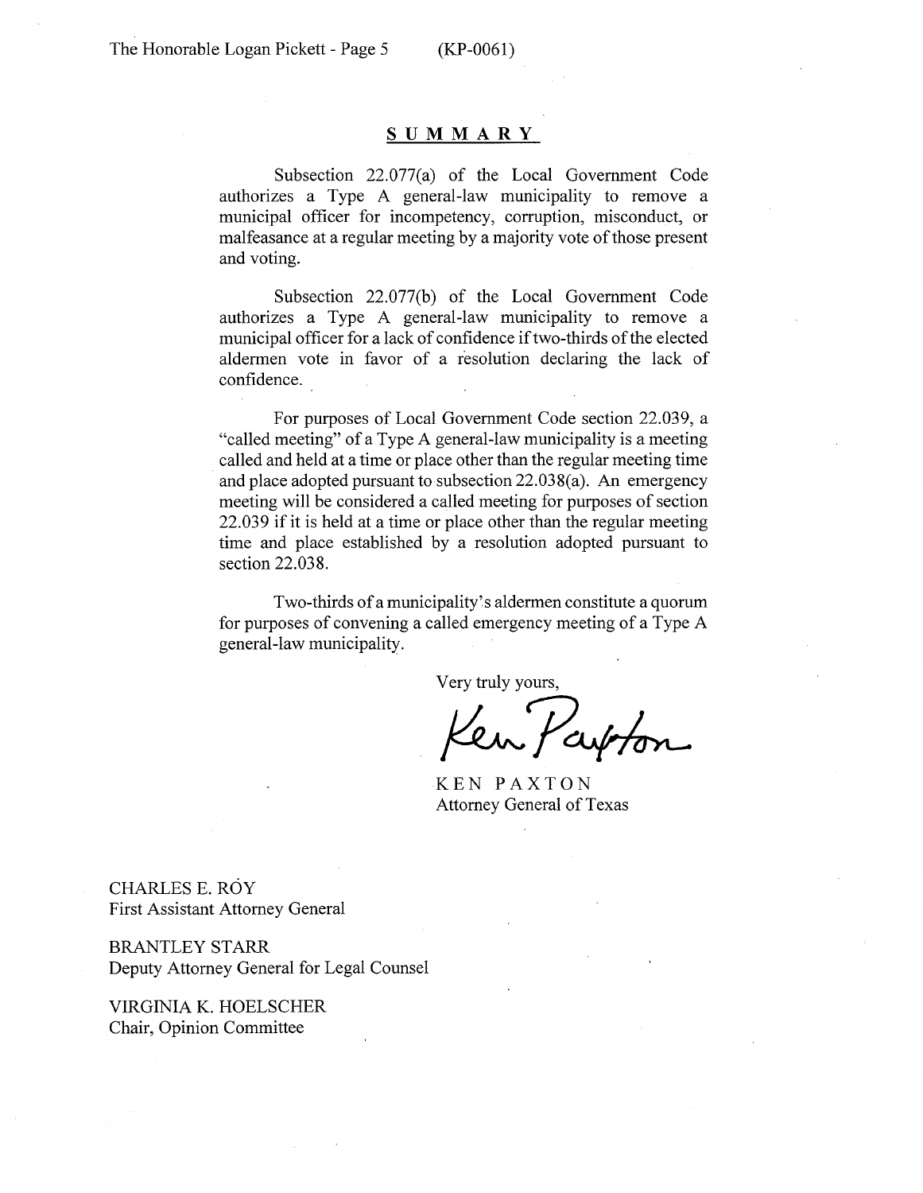## SUMMARY

Subsection 22.077(a) of the Local Government Code authorizes a Type A general-law municipality to remove a municipal officer for incompetency, corruption, misconduct, or malfeasance at a regular meeting by a majority vote of those present and voting.

Subsection 22.077(b) of the Local Government Code authorizes a Type A general-law municipality to remove a municipal officer for a lack of confidence if two-thirds of the elected aldermen vote in favor of a resolution declaring the lack of confidence.

For purposes of Local Government Code section 22.039, a "called meeting" of a Type A general-law municipality is a meeting called and held at a time or place other than the regular meeting time and place adopted pursuant to subsection 22.038(a). An emergency meeting will be considered a called meeting for purposes of section 22.039 if it is held at a time or place other than the regular meeting time and place established by a resolution adopted pursuant to section 22.038.

Two-thirds of a municipality's aldermen constitute a quorum for purposes of convening a called emergency meeting of a Type A general-law municipality.

Very truly yours,

Ken Paxton

KEN PAXTON
Attorney General of Texas

CHARLES E. ROY
First Assistant Attorney General

BRANTLEY STARR
Deputy Attorney General for Legal Counsel

VIRGINIA K. HOELSCHER
Chair, Opinion Committee